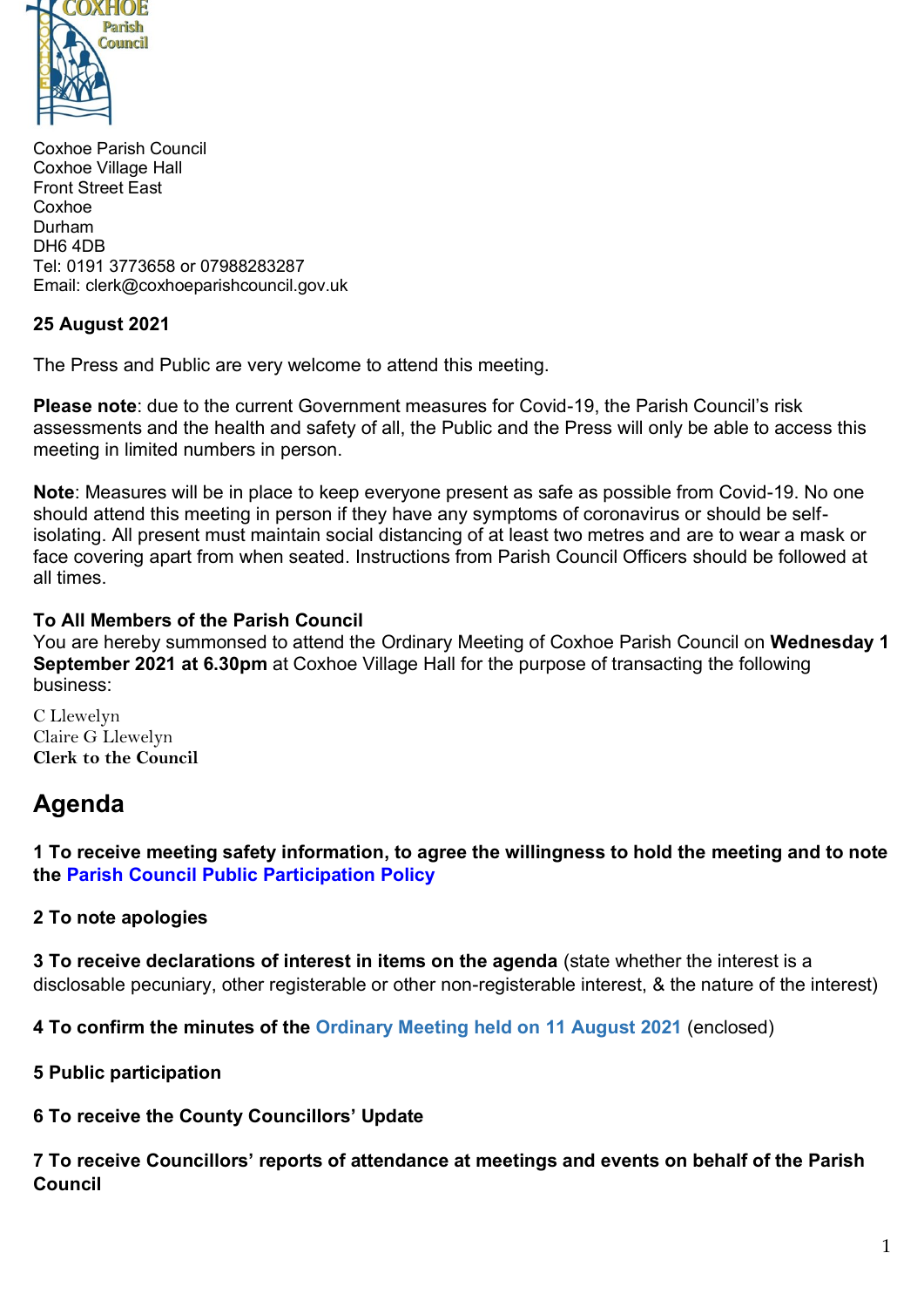Coxhoe Parish Council
Coxhoe Village Hall
Front Street East
Coxhoe
Durham
DH6 4DB
Tel: 0191 3773658 or 07988283287
Email: clerk@coxhoeparishcouncil.gov.uk

**25 August 2021**

The Press and Public are very welcome to attend this meeting.

**Please note**: due to the current Government measures for Covid-19, the Parish Council's risk assessments and the health and safety of all, the Public and the Press will only be able to access this meeting in limited numbers in person.

**Note**: Measures will be in place to keep everyone present as safe as possible from Covid-19. No one should attend this meeting in person if they have any symptoms of coronavirus or should be self-isolating. All present must maintain social distancing of at least two metres and are to wear a mask or face covering apart from when seated. Instructions from Parish Council Officers should be followed at all times.

**To All Members of the Parish Council**
You are hereby summonsed to attend the Ordinary Meeting of Coxhoe Parish Council on **Wednesday 1 September 2021 at 6.30pm** at Coxhoe Village Hall for the purpose of transacting the following business:

C Llewelyn
Claire G Llewelyn
**Clerk to the Council**

# Agenda

**1 To receive meeting safety information, to agree the willingness to hold the meeting and to note the Parish Council Public Participation Policy**

**2 To note apologies**

**3 To receive declarations of interest in items on the agenda** (state whether the interest is a disclosable pecuniary, other registerable or other non-registerable interest, & the nature of the interest)

**4 To confirm the minutes of the Ordinary Meeting held on 11 August 2021** (enclosed)

**5 Public participation**

**6 To receive the County Councillors' Update**

**7 To receive Councillors' reports of attendance at meetings and events on behalf of the Parish Council**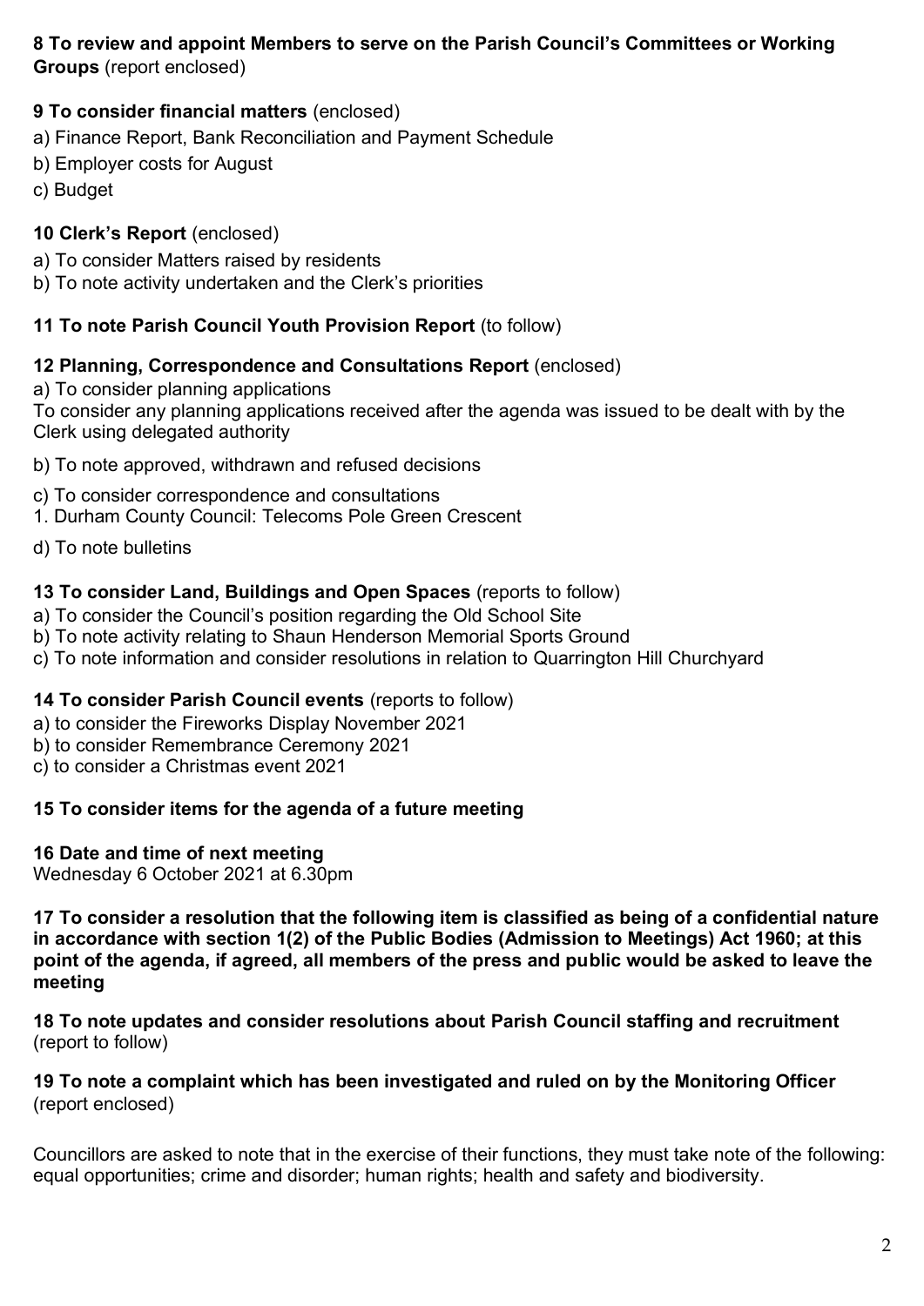**8 To review and appoint Members to serve on the Parish Council's Committees or Working Groups** (report enclosed)

**9 To consider financial matters** (enclosed)

a) Finance Report, Bank Reconciliation and Payment Schedule

b) Employer costs for August

c) Budget

**10 Clerk's Report** (enclosed)

a) To consider Matters raised by residents

b) To note activity undertaken and the Clerk's priorities

**11 To note Parish Council Youth Provision Report** (to follow)

**12 Planning, Correspondence and Consultations Report** (enclosed)

a) To consider planning applications

To consider any planning applications received after the agenda was issued to be dealt with by the Clerk using delegated authority

b) To note approved, withdrawn and refused decisions

c) To consider correspondence and consultations

1. Durham County Council: Telecoms Pole Green Crescent

d) To note bulletins

**13 To consider Land, Buildings and Open Spaces** (reports to follow)

a) To consider the Council's position regarding the Old School Site

b) To note activity relating to Shaun Henderson Memorial Sports Ground

c) To note information and consider resolutions in relation to Quarrington Hill Churchyard

**14 To consider Parish Council events** (reports to follow)

a) to consider the Fireworks Display November 2021

b) to consider Remembrance Ceremony 2021

c) to consider a Christmas event 2021

**15 To consider items for the agenda of a future meeting**

**16 Date and time of next meeting**

Wednesday 6 October 2021 at 6.30pm

**17 To consider a resolution that the following item is classified as being of a confidential nature in accordance with section 1(2) of the Public Bodies (Admission to Meetings) Act 1960; at this point of the agenda, if agreed, all members of the press and public would be asked to leave the meeting**

**18 To note updates and consider resolutions about Parish Council staffing and recruitment** (report to follow)

**19 To note a complaint which has been investigated and ruled on by the Monitoring Officer** (report enclosed)

Councillors are asked to note that in the exercise of their functions, they must take note of the following: equal opportunities; crime and disorder; human rights; health and safety and biodiversity.